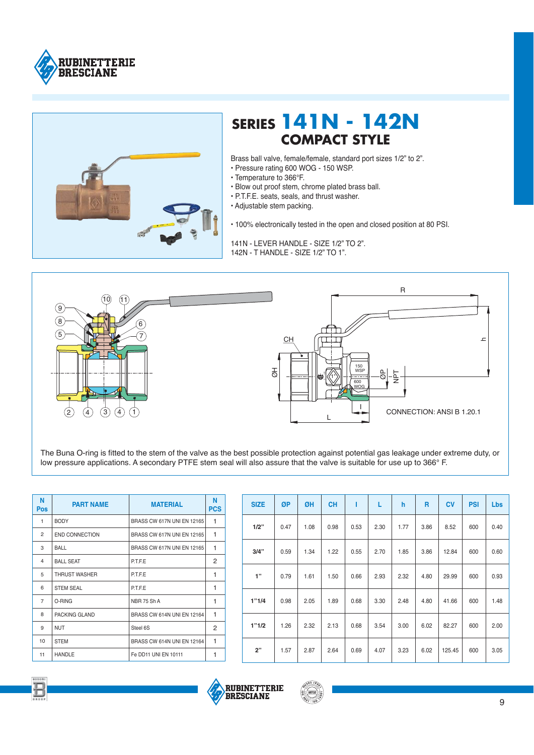# SERIES 141N - 142N
## COMPACT STYLE

Brass ball valve, female/female, standard port sizes 1/2" to 2".
- Pressure rating 600 WOG - 150 WSP.
- Temperature to 366°F.
- Blow out proof stem, chrome plated brass ball.
- P.T.F.E. seats, seals, and thrust washer.
- Adjustable stem packing.

- 100% electronically tested in the open and closed position at 80 PSI.

141N - LEVER HANDLE - SIZE 1/2" TO 2".
142N - T HANDLE - SIZE 1/2" TO 1".

CONNECTION: ANSI B 1.20.1

The Buna O-ring is fitted to the stem of the valve as the best possible protection against potential gas leakage under extreme duty, or low pressure applications. A secondary PTFE stem seal will also assure that the valve is suitable for use up to 366° F.

| N Pos | PART NAME | MATERIAL | N PCS |
|---|---|---|---|
| 1 | BODY | BRASS CW 617N UNI EN 12165 | 1 |
| 2 | END CONNECTION | BRASS CW 617N UNI EN 12165 | 1 |
| 3 | BALL | BRASS CW 617N UNI EN 12165 | 1 |
| 4 | BALL SEAT | P.T.F.E | 2 |
| 5 | THRUST WASHER | P.T.F.E | 1 |
| 6 | STEM SEAL | P.T.F.E | 1 |
| 7 | O-RING | NBR 75 Sh A | 1 |
| 8 | PACKING GLAND | BRASS CW 614N UNI EN 12164 | 1 |
| 9 | NUT | Steel 6S | 2 |
| 10 | STEM | BRASS CW 614N UNI EN 12164 | 1 |
| 11 | HANDLE | Fe DD11 UNI EN 10111 | 1 |

| SIZE | ØP | ØH | CH | I | L | h | R | CV | PSI | Lbs |
|---|---|---|---|---|---|---|---|---|---|---|
| 1/2" | 0.47 | 1.08 | 0.98 | 0.53 | 2.30 | 1.77 | 3.86 | 8.52 | 600 | 0.40 |
| 3/4" | 0.59 | 1.34 | 1.22 | 0.55 | 2.70 | 1.85 | 3.86 | 12.84 | 600 | 0.60 |
| 1" | 0.79 | 1.61 | 1.50 | 0.66 | 2.93 | 2.32 | 4.80 | 29.99 | 600 | 0.93 |
| 1"1/4 | 0.98 | 2.05 | 1.89 | 0.68 | 3.30 | 2.48 | 4.80 | 41.66 | 600 | 1.48 |
| 1"1/2 | 1.26 | 2.32 | 2.13 | 0.68 | 3.54 | 3.00 | 6.02 | 82.27 | 600 | 2.00 |
| 2" | 1.57 | 2.87 | 2.64 | 0.69 | 4.07 | 3.23 | 6.02 | 125.45 | 600 | 3.05 |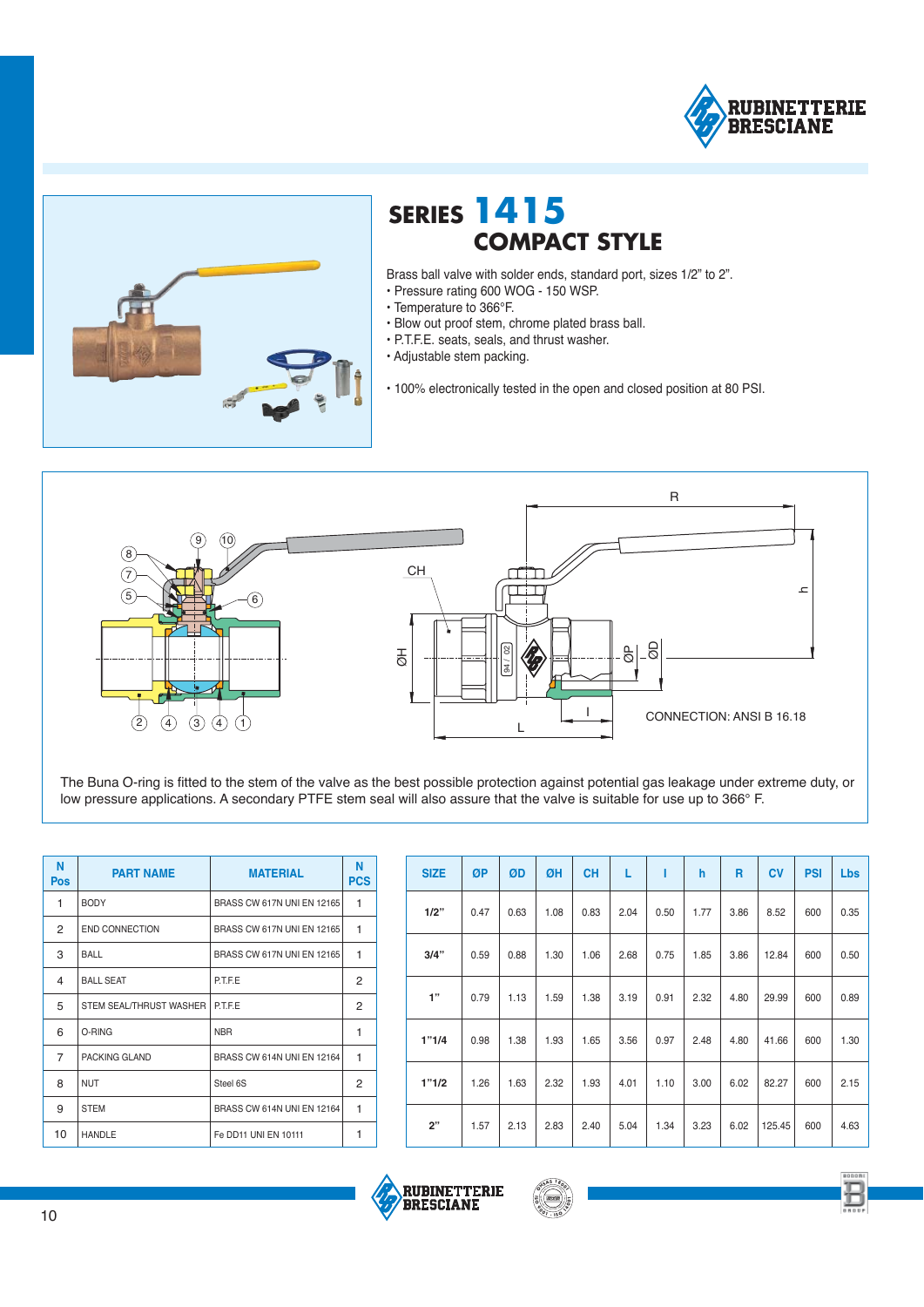# SERIES 1415
## COMPACT STYLE

Brass ball valve with solder ends, standard port, sizes 1/2" to 2".

- Pressure rating 600 WOG - 150 WSP.
- Temperature to 366°F.
- Blow out proof stem, chrome plated brass ball.
- P.T.F.E. seats, seals, and thrust washer.
- Adjustable stem packing.

- 100% electronically tested in the open and closed position at 80 PSI.

CONNECTION: ANSI B 16.18

The Buna O-ring is fitted to the stem of the valve as the best possible protection against potential gas leakage under extreme duty, or low pressure applications. A secondary PTFE stem seal will also assure that the valve is suitable for use up to 366° F.

| N Pos | PART NAME | MATERIAL | N PCS |
|---|---|---|---|
| 1 | BODY | BRASS CW 617N UNI EN 12165 | 1 |
| 2 | END CONNECTION | BRASS CW 617N UNI EN 12165 | 1 |
| 3 | BALL | BRASS CW 617N UNI EN 12165 | 1 |
| 4 | BALL SEAT | P.T.F.E | 2 |
| 5 | STEM SEAL/THRUST WASHER | P.T.F.E | 2 |
| 6 | O-RING | NBR | 1 |
| 7 | PACKING GLAND | BRASS CW 614N UNI EN 12164 | 1 |
| 8 | NUT | Steel 6S | 2 |
| 9 | STEM | BRASS CW 614N UNI EN 12164 | 1 |
| 10 | HANDLE | Fe DD11 UNI EN 10111 | 1 |

| SIZE | ØP | ØD | ØH | CH | L | l | h | R | CV | PSI | Lbs |
|---|---|---|---|---|---|---|---|---|---|---|---|
| 1/2" | 0.47 | 0.63 | 1.08 | 0.83 | 2.04 | 0.50 | 1.77 | 3.86 | 8.52 | 600 | 0.35 |
| 3/4" | 0.59 | 0.88 | 1.30 | 1.06 | 2.68 | 0.75 | 1.85 | 3.86 | 12.84 | 600 | 0.50 |
| 1" | 0.79 | 1.13 | 1.59 | 1.38 | 3.19 | 0.91 | 2.32 | 4.80 | 29.99 | 600 | 0.89 |
| 1"1/4 | 0.98 | 1.38 | 1.93 | 1.65 | 3.56 | 0.97 | 2.48 | 4.80 | 41.66 | 600 | 1.30 |
| 1"1/2 | 1.26 | 1.63 | 2.32 | 1.93 | 4.01 | 1.10 | 3.00 | 6.02 | 82.27 | 600 | 2.15 |
| 2" | 1.57 | 2.13 | 2.83 | 2.40 | 5.04 | 1.34 | 3.23 | 6.02 | 125.45 | 600 | 4.63 |